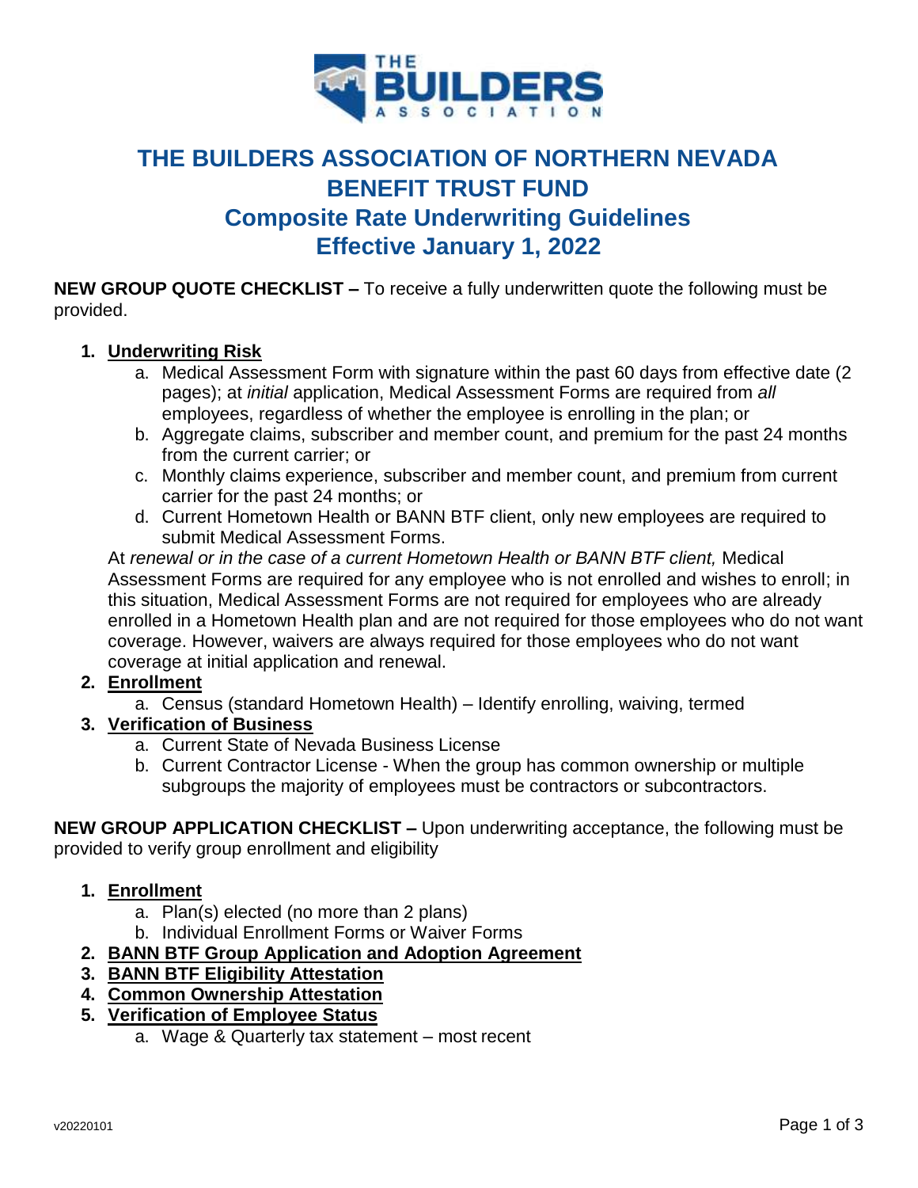# THE BUILDERS ASSOCIATION OF NORTHERN NEVADA BENEFIT TRUST FUND
## Composite Rate Underwriting Guidelines
## Effective January 1, 2022

**NEW GROUP QUOTE CHECKLIST –** To receive a fully underwritten quote the following must be provided.

1. **Underwriting Risk**
   a. Medical Assessment Form with signature within the past 60 days from effective date (2 pages); at *initial* application, Medical Assessment Forms are required from *all* employees, regardless of whether the employee is enrolling in the plan; or
   b. Aggregate claims, subscriber and member count, and premium for the past 24 months from the current carrier; or
   c. Monthly claims experience, subscriber and member count, and premium from current carrier for the past 24 months; or
   d. Current Hometown Health or BANN BTF client, only new employees are required to submit Medical Assessment Forms.

   At *renewal or in the case of a current Hometown Health or BANN BTF client,* Medical Assessment Forms are required for any employee who is not enrolled and wishes to enroll; in this situation, Medical Assessment Forms are not required for employees who are already enrolled in a Hometown Health plan and are not required for those employees who do not want coverage. However, waivers are always required for those employees who do not want coverage at initial application and renewal.
2. **Enrollment**
   a. Census (standard Hometown Health) – Identify enrolling, waiving, termed
3. **Verification of Business**
   a. Current State of Nevada Business License
   b. Current Contractor License - When the group has common ownership or multiple subgroups the majority of employees must be contractors or subcontractors.

**NEW GROUP APPLICATION CHECKLIST –** Upon underwriting acceptance, the following must be provided to verify group enrollment and eligibility

1. **Enrollment**
   a. Plan(s) elected (no more than 2 plans)
   b. Individual Enrollment Forms or Waiver Forms
2. **BANN BTF Group Application and Adoption Agreement**
3. **BANN BTF Eligibility Attestation**
4. **Common Ownership Attestation**
5. **Verification of Employee Status**
   a. Wage & Quarterly tax statement – most recent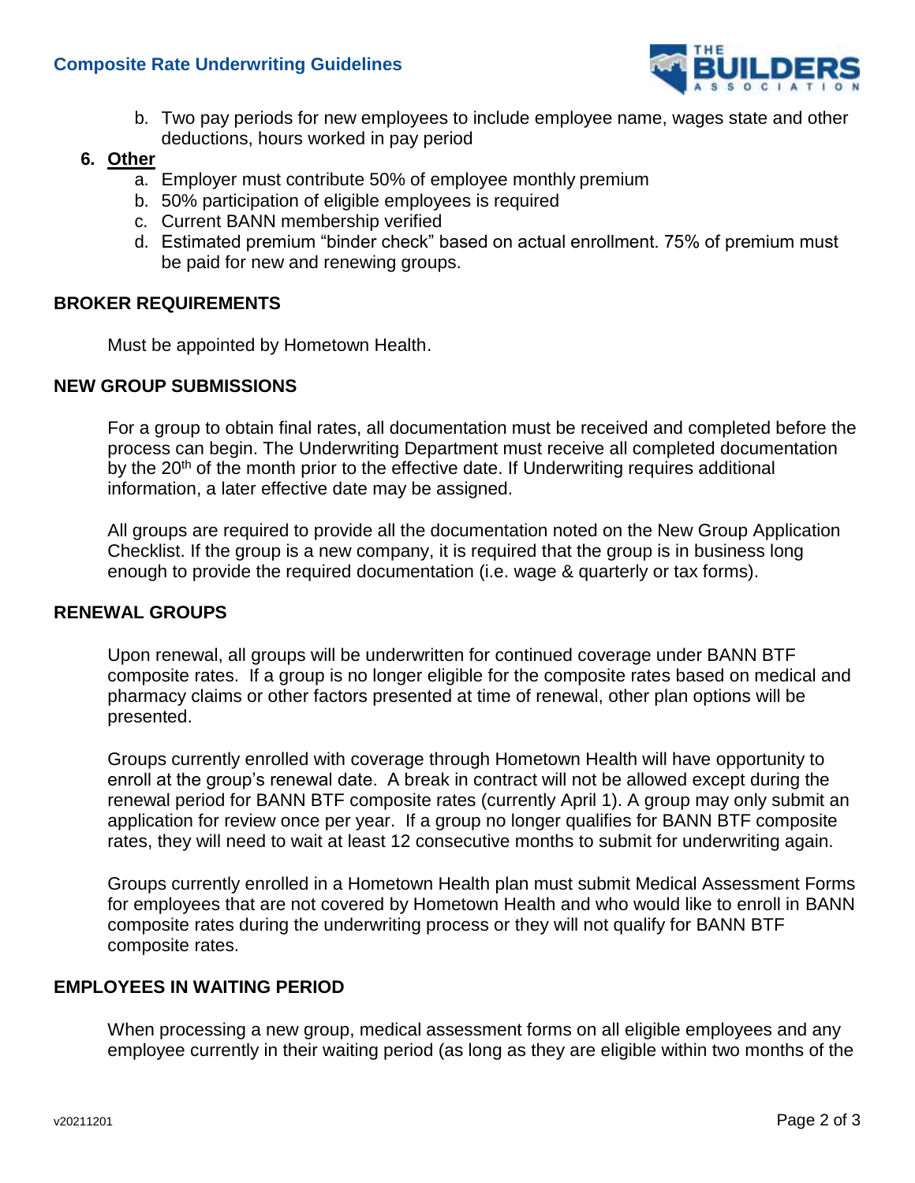b. Two pay periods for new employees to include employee name, wages state and other deductions, hours worked in pay period

6. **Other**
   a. Employer must contribute 50% of employee monthly premium
   b. 50% participation of eligible employees is required
   c. Current BANN membership verified
   d. Estimated premium "binder check" based on actual enrollment. 75% of premium must be paid for new and renewing groups.

## BROKER REQUIREMENTS

Must be appointed by Hometown Health.

## NEW GROUP SUBMISSIONS

For a group to obtain final rates, all documentation must be received and completed before the process can begin. The Underwriting Department must receive all completed documentation by the 20th of the month prior to the effective date. If Underwriting requires additional information, a later effective date may be assigned.

All groups are required to provide all the documentation noted on the New Group Application Checklist. If the group is a new company, it is required that the group is in business long enough to provide the required documentation (i.e. wage & quarterly or tax forms).

## RENEWAL GROUPS

Upon renewal, all groups will be underwritten for continued coverage under BANN BTF composite rates. If a group is no longer eligible for the composite rates based on medical and pharmacy claims or other factors presented at time of renewal, other plan options will be presented.

Groups currently enrolled with coverage through Hometown Health will have opportunity to enroll at the group's renewal date. A break in contract will not be allowed except during the renewal period for BANN BTF composite rates (currently April 1). A group may only submit an application for review once per year. If a group no longer qualifies for BANN BTF composite rates, they will need to wait at least 12 consecutive months to submit for underwriting again.

Groups currently enrolled in a Hometown Health plan must submit Medical Assessment Forms for employees that are not covered by Hometown Health and who would like to enroll in BANN composite rates during the underwriting process or they will not qualify for BANN BTF composite rates.

## EMPLOYEES IN WAITING PERIOD

When processing a new group, medical assessment forms on all eligible employees and any employee currently in their waiting period (as long as they are eligible within two months of the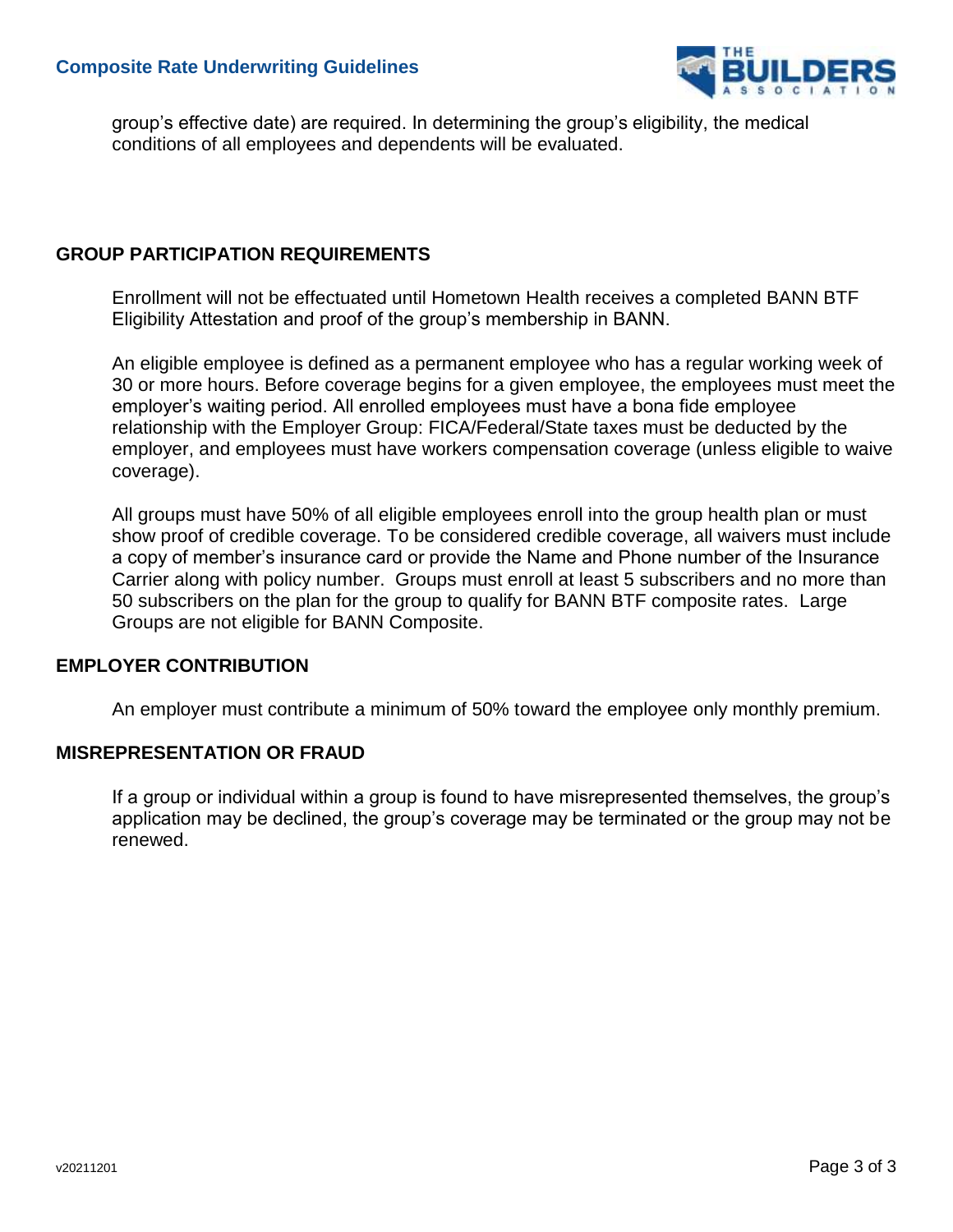group's effective date) are required. In determining the group's eligibility, the medical conditions of all employees and dependents will be evaluated.

## GROUP PARTICIPATION REQUIREMENTS

Enrollment will not be effectuated until Hometown Health receives a completed BANN BTF Eligibility Attestation and proof of the group's membership in BANN.

An eligible employee is defined as a permanent employee who has a regular working week of 30 or more hours. Before coverage begins for a given employee, the employees must meet the employer's waiting period. All enrolled employees must have a bona fide employee relationship with the Employer Group: FICA/Federal/State taxes must be deducted by the employer, and employees must have workers compensation coverage (unless eligible to waive coverage).

All groups must have 50% of all eligible employees enroll into the group health plan or must show proof of credible coverage. To be considered credible coverage, all waivers must include a copy of member's insurance card or provide the Name and Phone number of the Insurance Carrier along with policy number. Groups must enroll at least 5 subscribers and no more than 50 subscribers on the plan for the group to qualify for BANN BTF composite rates. Large Groups are not eligible for BANN Composite.

## EMPLOYER CONTRIBUTION

An employer must contribute a minimum of 50% toward the employee only monthly premium.

## MISREPRESENTATION OR FRAUD

If a group or individual within a group is found to have misrepresented themselves, the group's application may be declined, the group's coverage may be terminated or the group may not be renewed.

v20211201